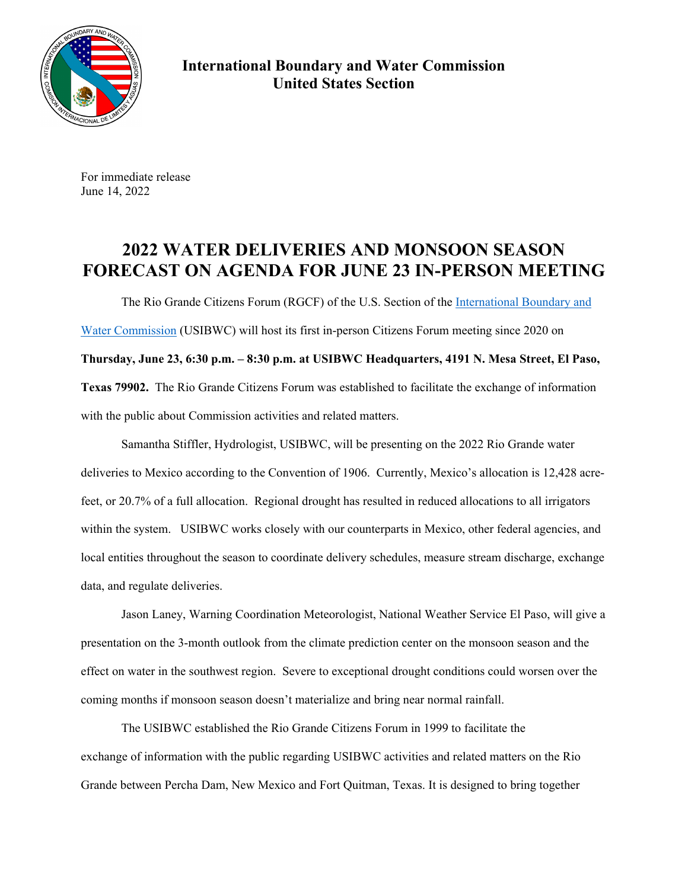**International Boundary and Water Commission**
**United States Section**

For immediate release
June 14, 2022

# 2022 WATER DELIVERIES AND MONSOON SEASON FORECAST ON AGENDA FOR JUNE 23 IN-PERSON MEETING

The Rio Grande Citizens Forum (RGCF) of the U.S. Section of the International Boundary and Water Commission (USIBWC) will host its first in-person Citizens Forum meeting since 2020 on **Thursday, June 23, 6:30 p.m. – 8:30 p.m. at USIBWC Headquarters, 4191 N. Mesa Street, El Paso, Texas 79902.** The Rio Grande Citizens Forum was established to facilitate the exchange of information with the public about Commission activities and related matters.

Samantha Stiffler, Hydrologist, USIBWC, will be presenting on the 2022 Rio Grande water deliveries to Mexico according to the Convention of 1906. Currently, Mexico's allocation is 12,428 acre-feet, or 20.7% of a full allocation. Regional drought has resulted in reduced allocations to all irrigators within the system. USIBWC works closely with our counterparts in Mexico, other federal agencies, and local entities throughout the season to coordinate delivery schedules, measure stream discharge, exchange data, and regulate deliveries.

Jason Laney, Warning Coordination Meteorologist, National Weather Service El Paso, will give a presentation on the 3-month outlook from the climate prediction center on the monsoon season and the effect on water in the southwest region. Severe to exceptional drought conditions could worsen over the coming months if monsoon season doesn't materialize and bring near normal rainfall.

The USIBWC established the Rio Grande Citizens Forum in 1999 to facilitate the exchange of information with the public regarding USIBWC activities and related matters on the Rio Grande between Percha Dam, New Mexico and Fort Quitman, Texas. It is designed to bring together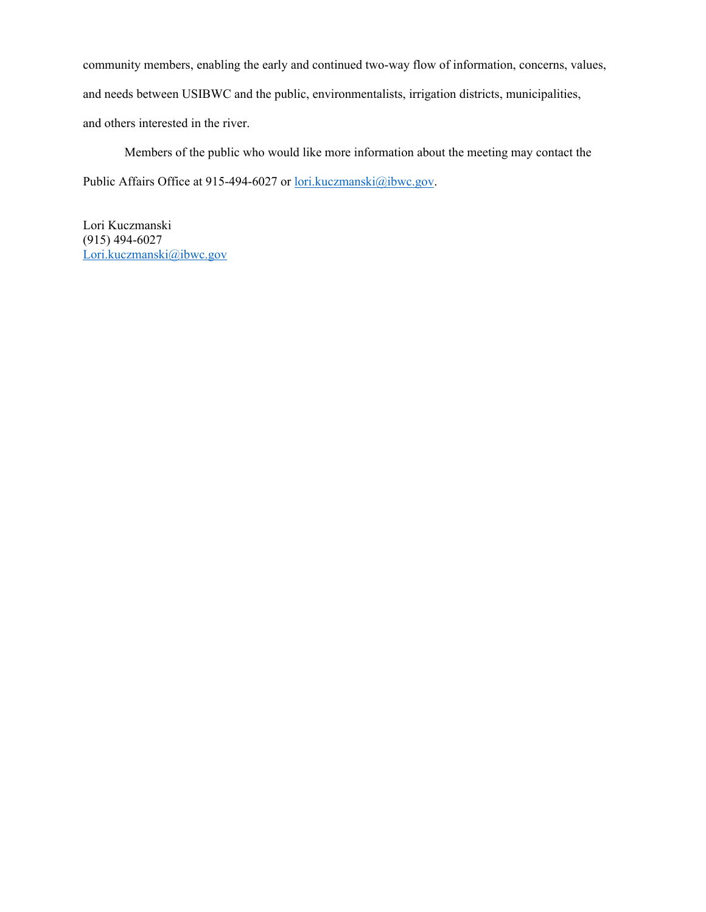community members, enabling the early and continued two-way flow of information, concerns, values, and needs between USIBWC and the public, environmentalists, irrigation districts, municipalities, and others interested in the river.

Members of the public who would like more information about the meeting may contact the Public Affairs Office at 915-494-6027 or lori.kuczmanski@ibwc.gov.

Lori Kuczmanski  
(915) 494-6027  
Lori.kuczmanski@ibwc.gov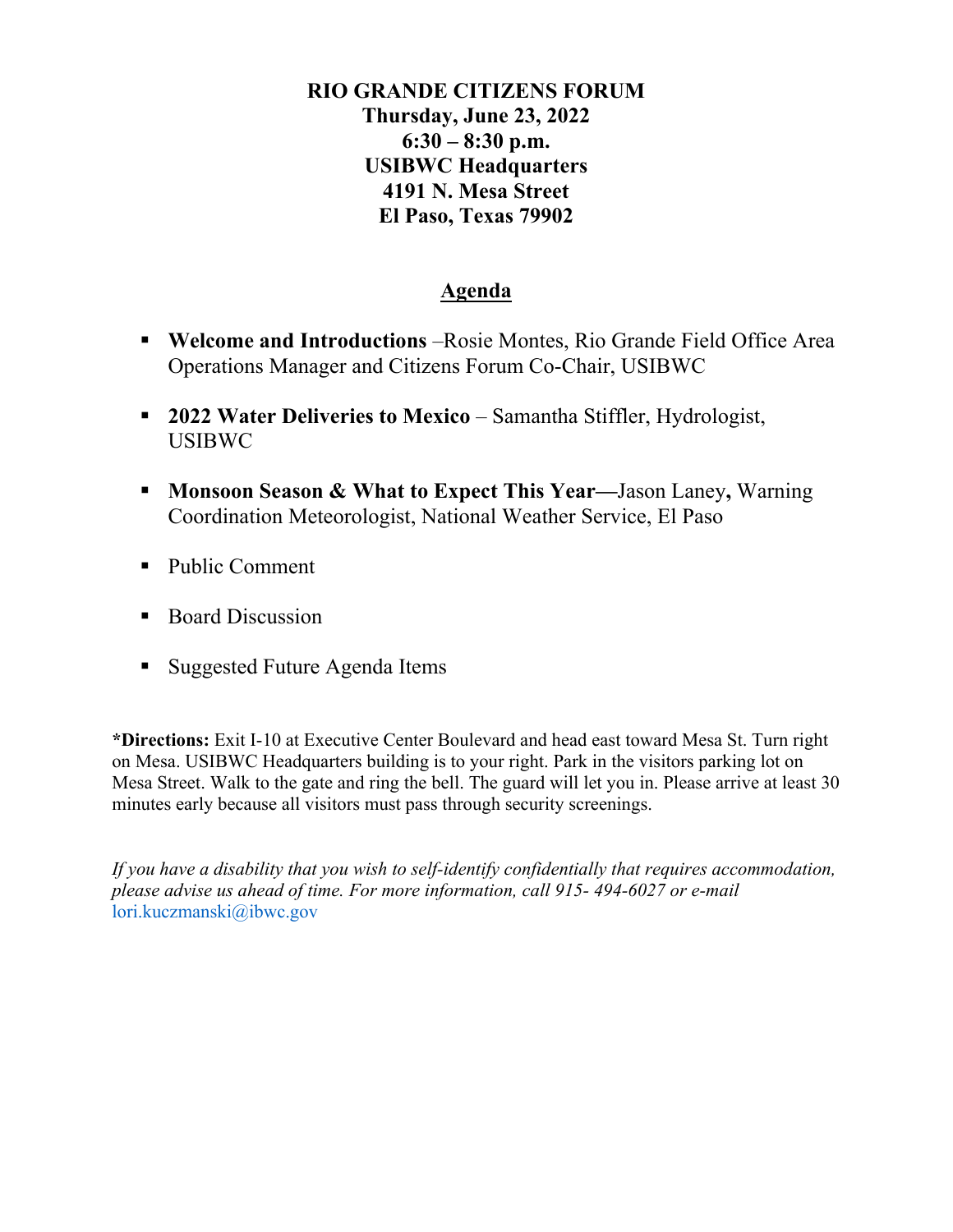**RIO GRANDE CITIZENS FORUM**
**Thursday, June 23, 2022**
**6:30 – 8:30 p.m.**
**USIBWC Headquarters**
**4191 N. Mesa Street**
**El Paso, Texas 79902**

## Agenda

- **Welcome and Introductions** –Rosie Montes, Rio Grande Field Office Area Operations Manager and Citizens Forum Co-Chair, USIBWC
- **2022 Water Deliveries to Mexico** – Samantha Stiffler, Hydrologist, USIBWC
- **Monsoon Season & What to Expect This Year—**Jason Laney**,** Warning Coordination Meteorologist, National Weather Service, El Paso
- Public Comment
- Board Discussion
- Suggested Future Agenda Items

***Directions:** Exit I-10 at Executive Center Boulevard and head east toward Mesa St. Turn right on Mesa. USIBWC Headquarters building is to your right. Park in the visitors parking lot on Mesa Street. Walk to the gate and ring the bell. The guard will let you in. Please arrive at least 30 minutes early because all visitors must pass through security screenings.

*If you have a disability that you wish to self-identify confidentially that requires accommodation, please advise us ahead of time. For more information, call 915- 494-6027 or e-mail* lori.kuczmanski@ibwc.gov